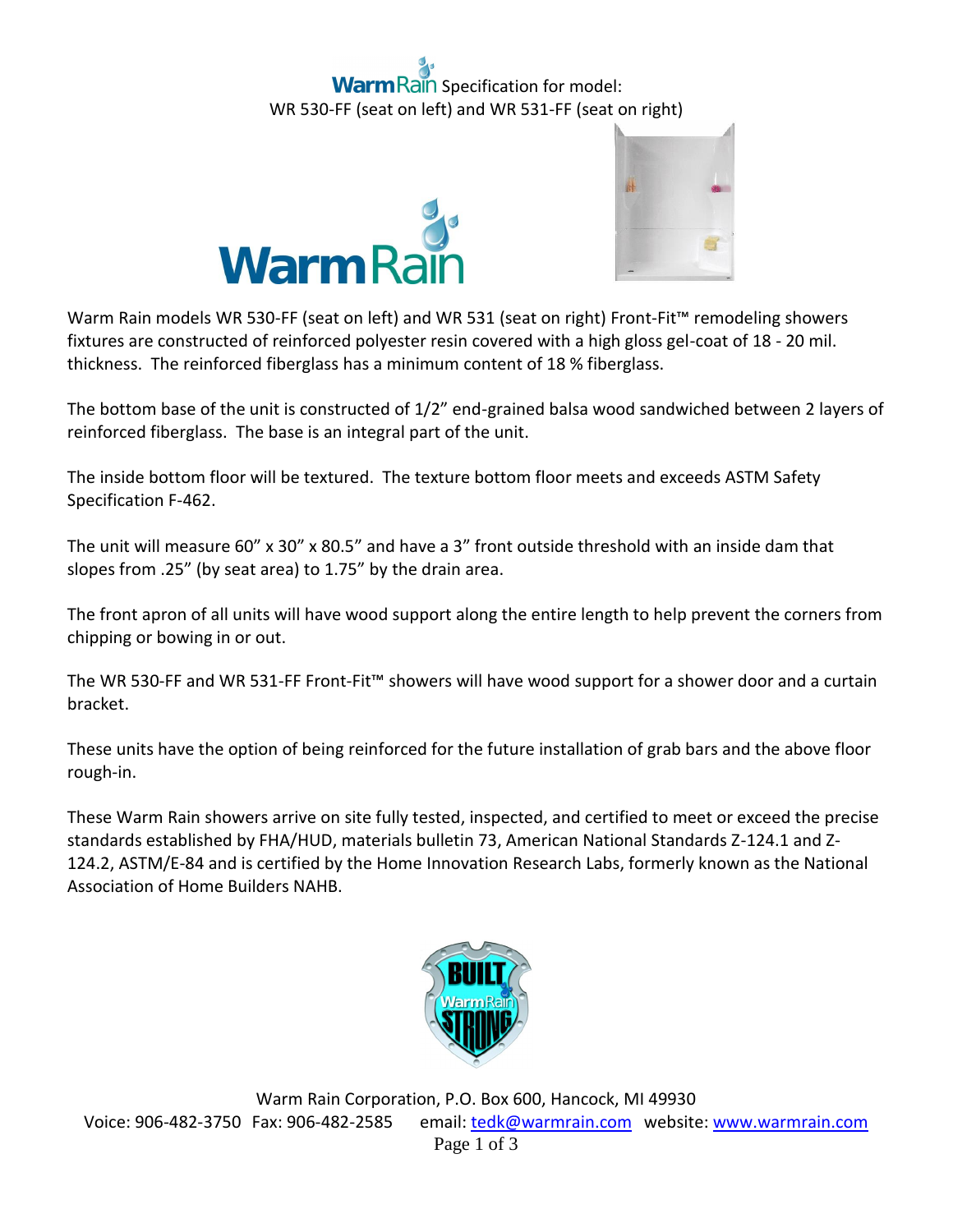# WarmRain Specification for model: WR 530-FF (seat on left) and WR 531-FF (seat on right)

Warm Rain models WR 530-FF (seat on left) and WR 531 (seat on right) Front-Fit™ remodeling showers fixtures are constructed of reinforced polyester resin covered with a high gloss gel-coat of 18 - 20 mil. thickness. The reinforced fiberglass has a minimum content of 18 % fiberglass.

The bottom base of the unit is constructed of 1/2" end-grained balsa wood sandwiched between 2 layers of reinforced fiberglass. The base is an integral part of the unit.

The inside bottom floor will be textured. The texture bottom floor meets and exceeds ASTM Safety Specification F-462.

The unit will measure 60" x 30" x 80.5" and have a 3" front outside threshold with an inside dam that slopes from .25" (by seat area) to 1.75" by the drain area.

The front apron of all units will have wood support along the entire length to help prevent the corners from chipping or bowing in or out.

The WR 530-FF and WR 531-FF Front-Fit™ showers will have wood support for a shower door and a curtain bracket.

These units have the option of being reinforced for the future installation of grab bars and the above floor rough-in.

These Warm Rain showers arrive on site fully tested, inspected, and certified to meet or exceed the precise standards established by FHA/HUD, materials bulletin 73, American National Standards Z-124.1 and Z-124.2, ASTM/E-84 and is certified by the Home Innovation Research Labs, formerly known as the National Association of Home Builders NAHB.

Warm Rain Corporation, P.O. Box 600, Hancock, MI 49930
Voice: 906-482-3750 Fax: 906-482-2585 email: tedk@warmrain.com website: www.warmrain.com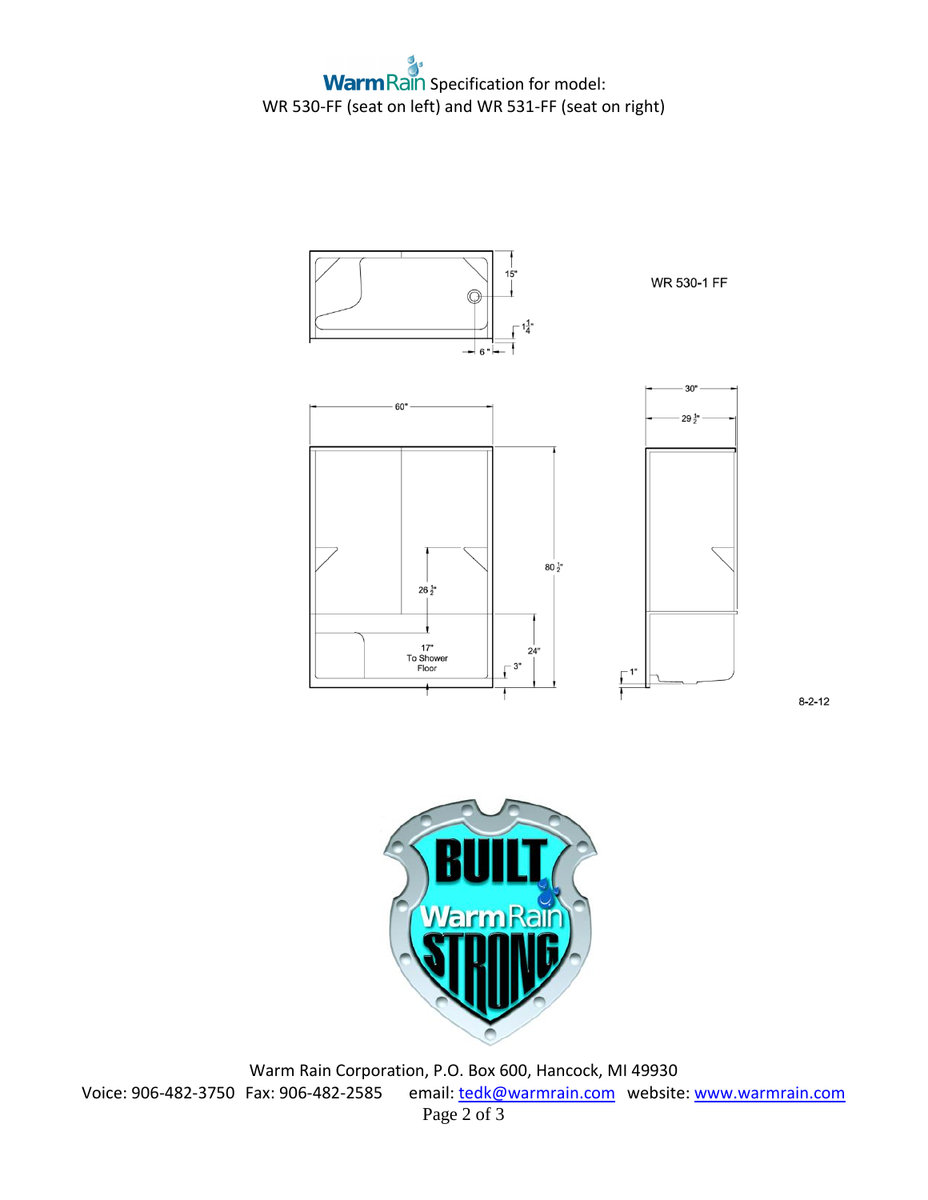WarmRain Specification for model:
WR 530-FF (seat on left) and WR 531-FF (seat on right)

WR 530-1 FF

15"

$1\frac{1}{4}$"

6"

60"

30"

$29\frac{1}{2}$"

$80\frac{1}{2}$"

$26\frac{1}{2}$"

17" To Shower Floor

24"

3"

1"

8-2-12

Warm Rain Corporation, P.O. Box 600, Hancock, MI 49930
Voice: 906-482-3750 Fax: 906-482-2585 email: tedk@warmrain.com website: www.warmrain.com